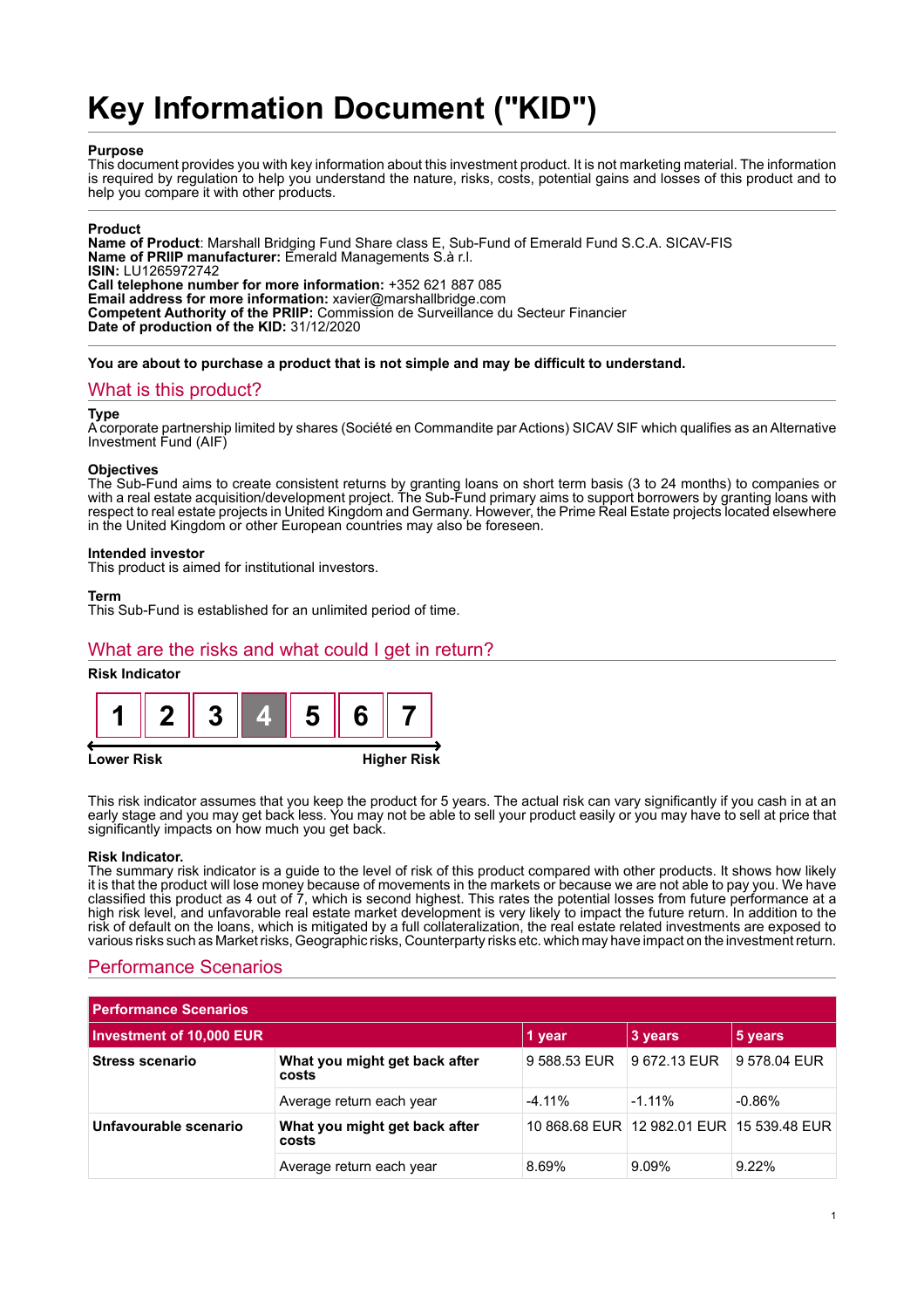// Key Information Document ("KID")

## Purpose

This document provides you with key information about this investment product. It is not marketing material. The information is required by regulation to help you understand the nature, risks, costs, potential gains and losses of this product and to help you compare it with other products.

## Product

**Name of Product**: Marshall Bridging Fund Share class E, Sub-Fund of Emerald Fund S.C.A. SICAV-FIS
**Name of PRIIP manufacturer:** Emerald Managements S.à r.l.
**ISIN:** LU1265972742
**Call telephone number for more information:** +352 621 887 085
**Email address for more information:** xavier@marshallbridge.com
**Competent Authority of the PRIIP:** Commission de Surveillance du Secteur Financier
**Date of production of the KID:** 31/12/2020

**You are about to purchase a product that is not simple and may be difficult to understand.**

## What is this product?

**Type**
A corporate partnership limited by shares (Société en Commandite par Actions) SICAV SIF which qualifies as an Alternative Investment Fund (AIF)

**Objectives**
The Sub-Fund aims to create consistent returns by granting loans on short term basis (3 to 24 months) to companies or with a real estate acquisition/development project. The Sub-Fund primary aims to support borrowers by granting loans with respect to real estate projects in United Kingdom and Germany. However, the Prime Real Estate projects located elsewhere in the United Kingdom or other European countries may also be foreseen.

**Intended investor**
This product is aimed for institutional investors.

**Term**
This Sub-Fund is established for an unlimited period of time.

## What are the risks and what could I get in return?

**Risk Indicator**

| 1 | 2 | 3 | **4** | 5 | 6 | 7 |
|---|---|---|---|---|---|---|

**Lower Risk** ← → **Higher Risk**

This risk indicator assumes that you keep the product for 5 years. The actual risk can vary significantly if you cash in at an early stage and you may get back less. You may not be able to sell your product easily or you may have to sell at price that significantly impacts on how much you get back.

**Risk Indicator.**
The summary risk indicator is a guide to the level of risk of this product compared with other products. It shows how likely it is that the product will lose money because of movements in the markets or because we are not able to pay you. We have classified this product as 4 out of 7, which is second highest. This rates the potential losses from future performance at a high risk level, and unfavorable real estate market development is very likely to impact the future return. In addition to the risk of default on the loans, which is mitigated by a full collateralization, the real estate related investments are exposed to various risks such as Market risks, Geographic risks, Counterparty risks etc. which may have impact on the investment return.

## Performance Scenarios

| Performance Scenarios | | | | |
|---|---|---|---|---|
| **Investment of 10,000 EUR** | | **1 year** | **3 years** | **5 years** |
| **Stress scenario** | **What you might get back after costs** | 9 588.53 EUR | 9 672.13 EUR | 9 578.04 EUR |
| | Average return each year | -4.11% | -1.11% | -0.86% |
| **Unfavourable scenario** | **What you might get back after costs** | 10 868.68 EUR | 12 982.01 EUR | 15 539.48 EUR |
| | Average return each year | 8.69% | 9.09% | 9.22% |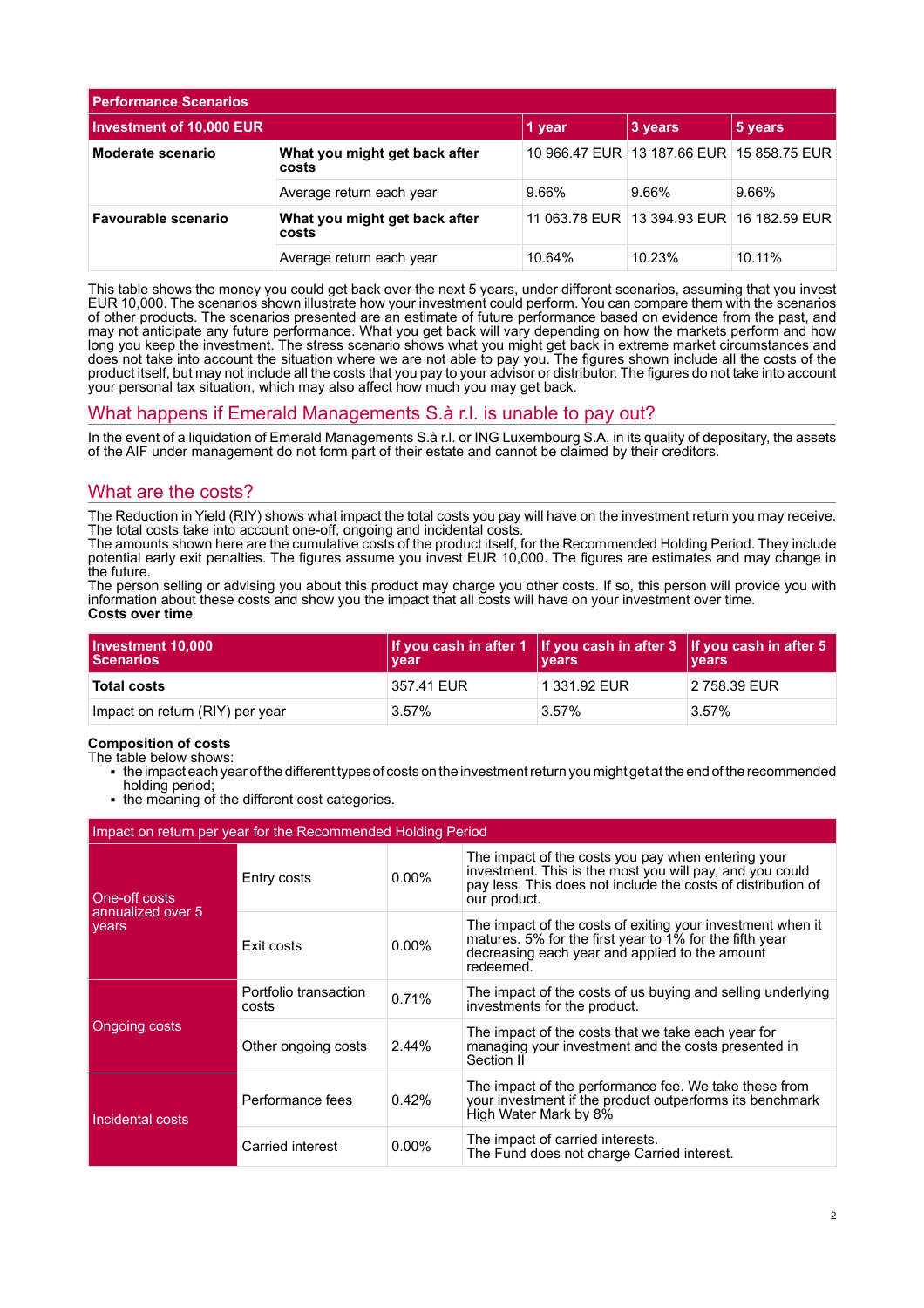| Performance Scenarios | | | | |
|---|---|---|---|---|
| **Investment of 10,000 EUR** | | **1 year** | **3 years** | **5 years** |
| **Moderate scenario** | **What you might get back after costs** | 10 966.47 EUR | 13 187.66 EUR | 15 858.75 EUR |
| | Average return each year | 9.66% | 9.66% | 9.66% |
| **Favourable scenario** | **What you might get back after costs** | 11 063.78 EUR | 13 394.93 EUR | 16 182.59 EUR |
| | Average return each year | 10.64% | 10.23% | 10.11% |

This table shows the money you could get back over the next 5 years, under different scenarios, assuming that you invest EUR 10,000. The scenarios shown illustrate how your investment could perform. You can compare them with the scenarios of other products. The scenarios presented are an estimate of future performance based on evidence from the past, and may not anticipate any future performance. What you get back will vary depending on how the markets perform and how long you keep the investment. The stress scenario shows what you might get back in extreme market circumstances and does not take into account the situation where we are not able to pay you. The figures shown include all the costs of the product itself, but may not include all the costs that you pay to your advisor or distributor. The figures do not take into account your personal tax situation, which may also affect how much you may get back.

## What happens if Emerald Managements S.à r.l. is unable to pay out?

In the event of a liquidation of Emerald Managements S.à r.l. or ING Luxembourg S.A. in its quality of depositary, the assets of the AIF under management do not form part of their estate and cannot be claimed by their creditors.

## What are the costs?

The Reduction in Yield (RIY) shows what impact the total costs you pay will have on the investment return you may receive. The total costs take into account one-off, ongoing and incidental costs.
The amounts shown here are the cumulative costs of the product itself, for the Recommended Holding Period. They include potential early exit penalties. The figures assume you invest EUR 10,000. The figures are estimates and may change in the future.
The person selling or advising you about this product may charge you other costs. If so, this person will provide you with information about these costs and show you the impact that all costs will have on your investment over time.
**Costs over time**

| Investment 10,000 Scenarios | If you cash in after 1 year | If you cash in after 3 years | If you cash in after 5 years |
|---|---|---|---|
| **Total costs** | 357.41 EUR | 1 331.92 EUR | 2 758.39 EUR |
| Impact on return (RIY) per year | 3.57% | 3.57% | 3.57% |

**Composition of costs**
The table below shows:

- the impact each year of the different types of costs on the investment return you might get at the end of the recommended holding period;
- the meaning of the different cost categories.

| Impact on return per year for the Recommended Holding Period | | | |
|---|---|---|---|
| One-off costs annualized over 5 years | Entry costs | 0.00% | The impact of the costs you pay when entering your investment. This is the most you will pay, and you could pay less. This does not include the costs of distribution of our product. |
| | Exit costs | 0.00% | The impact of the costs of exiting your investment when it matures. 5% for the first year to 1% for the fifth year decreasing each year and applied to the amount redeemed. |
| Ongoing costs | Portfolio transaction costs | 0.71% | The impact of the costs of us buying and selling underlying investments for the product. |
| | Other ongoing costs | 2.44% | The impact of the costs that we take each year for managing your investment and the costs presented in Section II |
| Incidental costs | Performance fees | 0.42% | The impact of the performance fee. We take these from your investment if the product outperforms its benchmark High Water Mark by 8% |
| | Carried interest | 0.00% | The impact of carried interests. The Fund does not charge Carried interest. |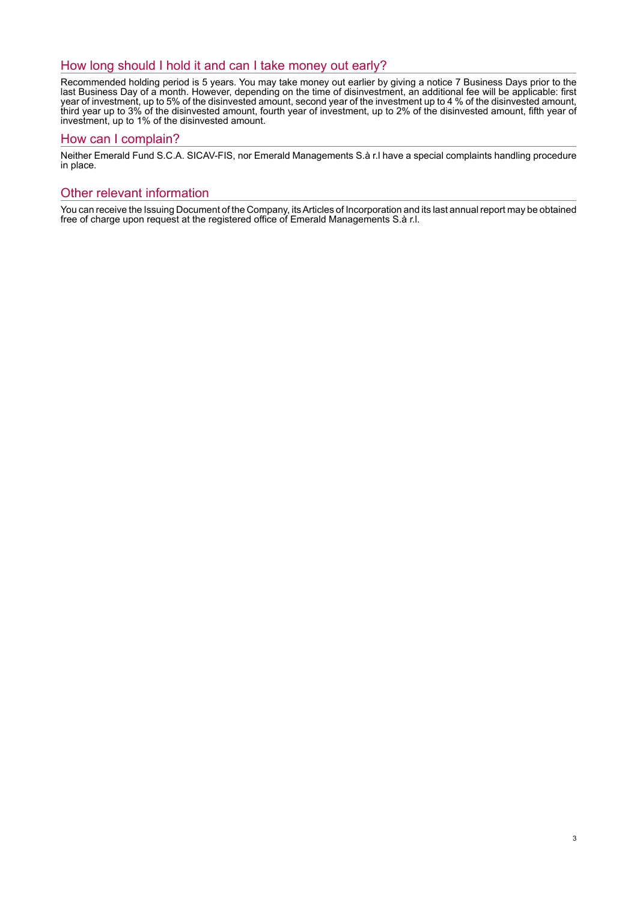## How long should I hold it and can I take money out early?

Recommended holding period is 5 years. You may take money out earlier by giving a notice 7 Business Days prior to the last Business Day of a month. However, depending on the time of disinvestment, an additional fee will be applicable: first year of investment, up to 5% of the disinvested amount, second year of the investment up to 4 % of the disinvested amount, third year up to 3% of the disinvested amount, fourth year of investment, up to 2% of the disinvested amount, fifth year of investment, up to 1% of the disinvested amount.

## How can I complain?

Neither Emerald Fund S.C.A. SICAV-FIS, nor Emerald Managements S.à r.l have a special complaints handling procedure in place.

## Other relevant information

You can receive the Issuing Document of the Company, its Articles of Incorporation and its last annual report may be obtained free of charge upon request at the registered office of Emerald Managements S.à r.l.